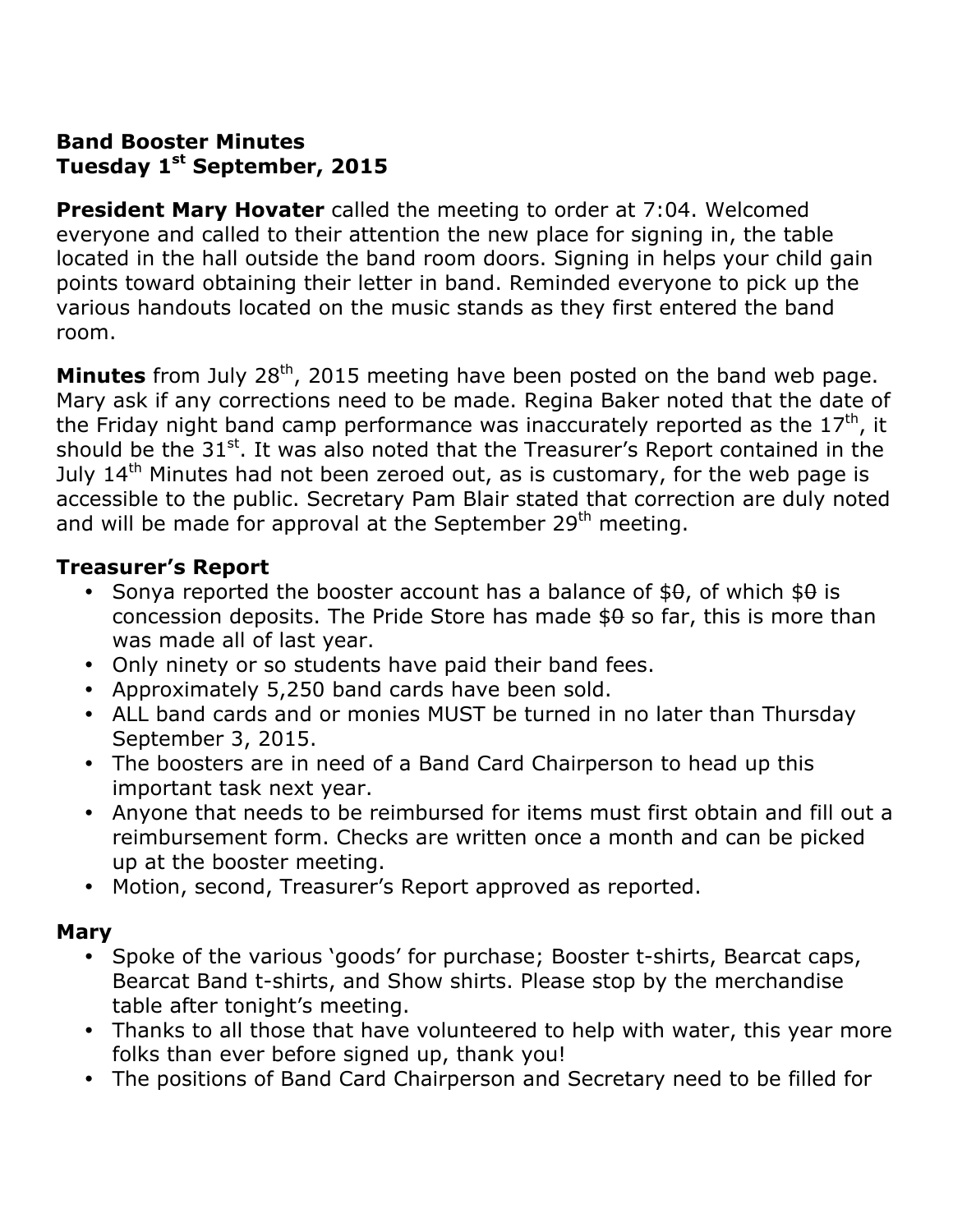**Band Booster Minutes**
**Tuesday 1st September, 2015**

**President Mary Hovater** called the meeting to order at 7:04. Welcomed everyone and called to their attention the new place for signing in, the table located in the hall outside the band room doors. Signing in helps your child gain points toward obtaining their letter in band. Reminded everyone to pick up the various handouts located on the music stands as they first entered the band room.

**Minutes** from July 28th, 2015 meeting have been posted on the band web page. Mary ask if any corrections need to be made. Regina Baker noted that the date of the Friday night band camp performance was inaccurately reported as the 17th, it should be the 31st. It was also noted that the Treasurer's Report contained in the July 14th Minutes had not been zeroed out, as is customary, for the web page is accessible to the public. Secretary Pam Blair stated that correction are duly noted and will be made for approval at the September 29th meeting.

## Treasurer's Report

- Sonya reported the booster account has a balance of $0, of which $0 is concession deposits. The Pride Store has made $0 so far, this is more than was made all of last year.
- Only ninety or so students have paid their band fees.
- Approximately 5,250 band cards have been sold.
- ALL band cards and or monies MUST be turned in no later than Thursday September 3, 2015.
- The boosters are in need of a Band Card Chairperson to head up this important task next year.
- Anyone that needs to be reimbursed for items must first obtain and fill out a reimbursement form. Checks are written once a month and can be picked up at the booster meeting.
- Motion, second, Treasurer's Report approved as reported.

## Mary

- Spoke of the various 'goods' for purchase; Booster t-shirts, Bearcat caps, Bearcat Band t-shirts, and Show shirts. Please stop by the merchandise table after tonight's meeting.
- Thanks to all those that have volunteered to help with water, this year more folks than ever before signed up, thank you!
- The positions of Band Card Chairperson and Secretary need to be filled for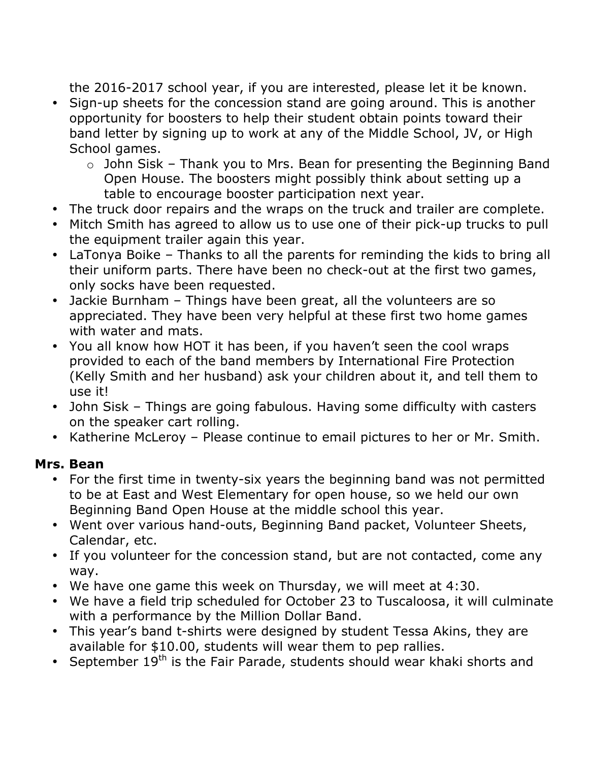the 2016-2017 school year, if you are interested, please let it be known.

- Sign-up sheets for the concession stand are going around. This is another opportunity for boosters to help their student obtain points toward their band letter by signing up to work at any of the Middle School, JV, or High School games.
  - John Sisk – Thank you to Mrs. Bean for presenting the Beginning Band Open House. The boosters might possibly think about setting up a table to encourage booster participation next year.
- The truck door repairs and the wraps on the truck and trailer are complete.
- Mitch Smith has agreed to allow us to use one of their pick-up trucks to pull the equipment trailer again this year.
- LaTonya Boike – Thanks to all the parents for reminding the kids to bring all their uniform parts. There have been no check-out at the first two games, only socks have been requested.
- Jackie Burnham – Things have been great, all the volunteers are so appreciated. They have been very helpful at these first two home games with water and mats.
- You all know how HOT it has been, if you haven't seen the cool wraps provided to each of the band members by International Fire Protection (Kelly Smith and her husband) ask your children about it, and tell them to use it!
- John Sisk – Things are going fabulous. Having some difficulty with casters on the speaker cart rolling.
- Katherine McLeroy – Please continue to email pictures to her or Mr. Smith.

**Mrs. Bean**

- For the first time in twenty-six years the beginning band was not permitted to be at East and West Elementary for open house, so we held our own Beginning Band Open House at the middle school this year.
- Went over various hand-outs, Beginning Band packet, Volunteer Sheets, Calendar, etc.
- If you volunteer for the concession stand, but are not contacted, come any way.
- We have one game this week on Thursday, we will meet at 4:30.
- We have a field trip scheduled for October 23 to Tuscaloosa, it will culminate with a performance by the Million Dollar Band.
- This year's band t-shirts were designed by student Tessa Akins, they are available for $10.00, students will wear them to pep rallies.
- September 19th is the Fair Parade, students should wear khaki shorts and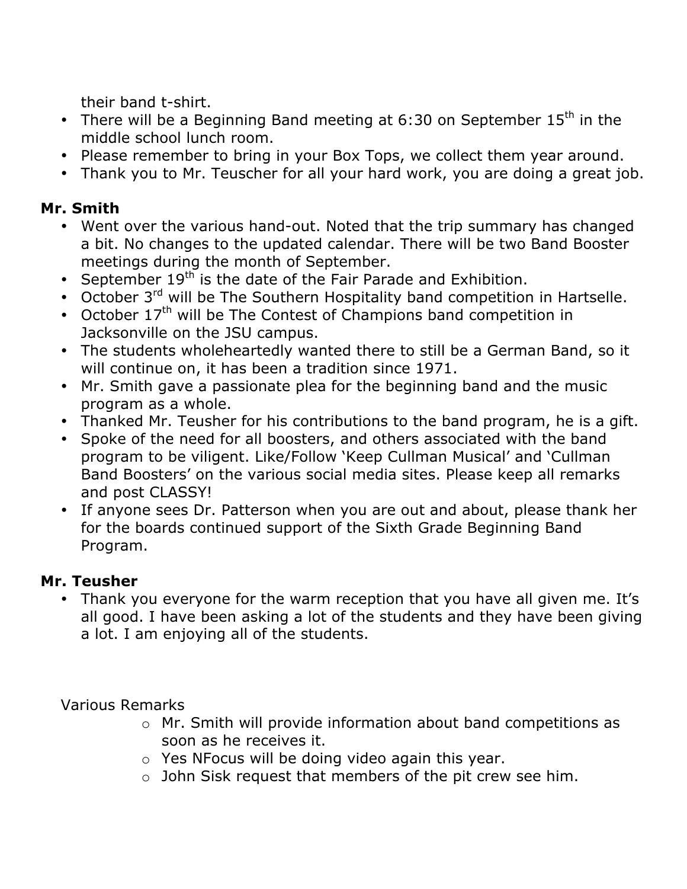their band t-shirt.
- There will be a Beginning Band meeting at 6:30 on September 15th in the middle school lunch room.
- Please remember to bring in your Box Tops, we collect them year around.
- Thank you to Mr. Teuscher for all your hard work, you are doing a great job.

**Mr. Smith**

- Went over the various hand-out. Noted that the trip summary has changed a bit. No changes to the updated calendar. There will be two Band Booster meetings during the month of September.
- September 19th is the date of the Fair Parade and Exhibition.
- October 3rd will be The Southern Hospitality band competition in Hartselle.
- October 17th will be The Contest of Champions band competition in Jacksonville on the JSU campus.
- The students wholeheartedly wanted there to still be a German Band, so it will continue on, it has been a tradition since 1971.
- Mr. Smith gave a passionate plea for the beginning band and the music program as a whole.
- Thanked Mr. Teusher for his contributions to the band program, he is a gift.
- Spoke of the need for all boosters, and others associated with the band program to be viligent. Like/Follow 'Keep Cullman Musical' and 'Cullman Band Boosters' on the various social media sites. Please keep all remarks and post CLASSY!
- If anyone sees Dr. Patterson when you are out and about, please thank her for the boards continued support of the Sixth Grade Beginning Band Program.

**Mr. Teusher**

- Thank you everyone for the warm reception that you have all given me. It's all good. I have been asking a lot of the students and they have been giving a lot. I am enjoying all of the students.

Various Remarks

- Mr. Smith will provide information about band competitions as soon as he receives it.
- Yes NFocus will be doing video again this year.
- John Sisk request that members of the pit crew see him.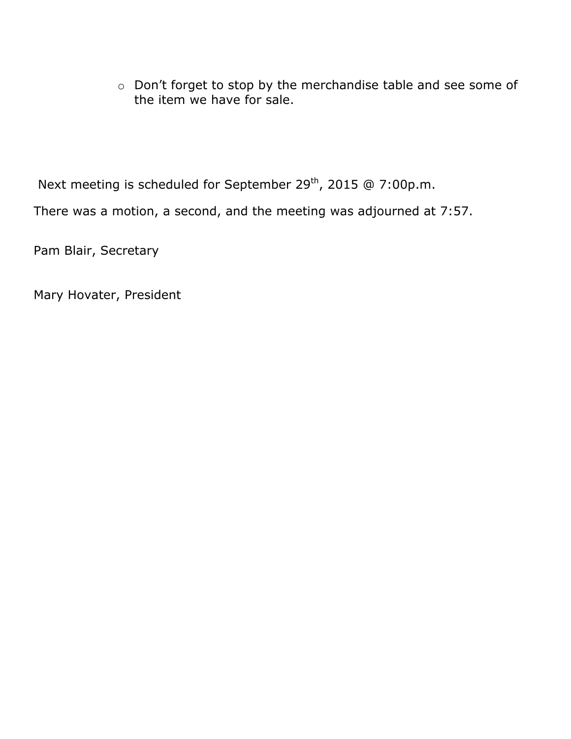- Don't forget to stop by the merchandise table and see some of the item we have for sale.

Next meeting is scheduled for September 29th, 2015 @ 7:00p.m.

There was a motion, a second, and the meeting was adjourned at 7:57.

Pam Blair, Secretary

Mary Hovater, President